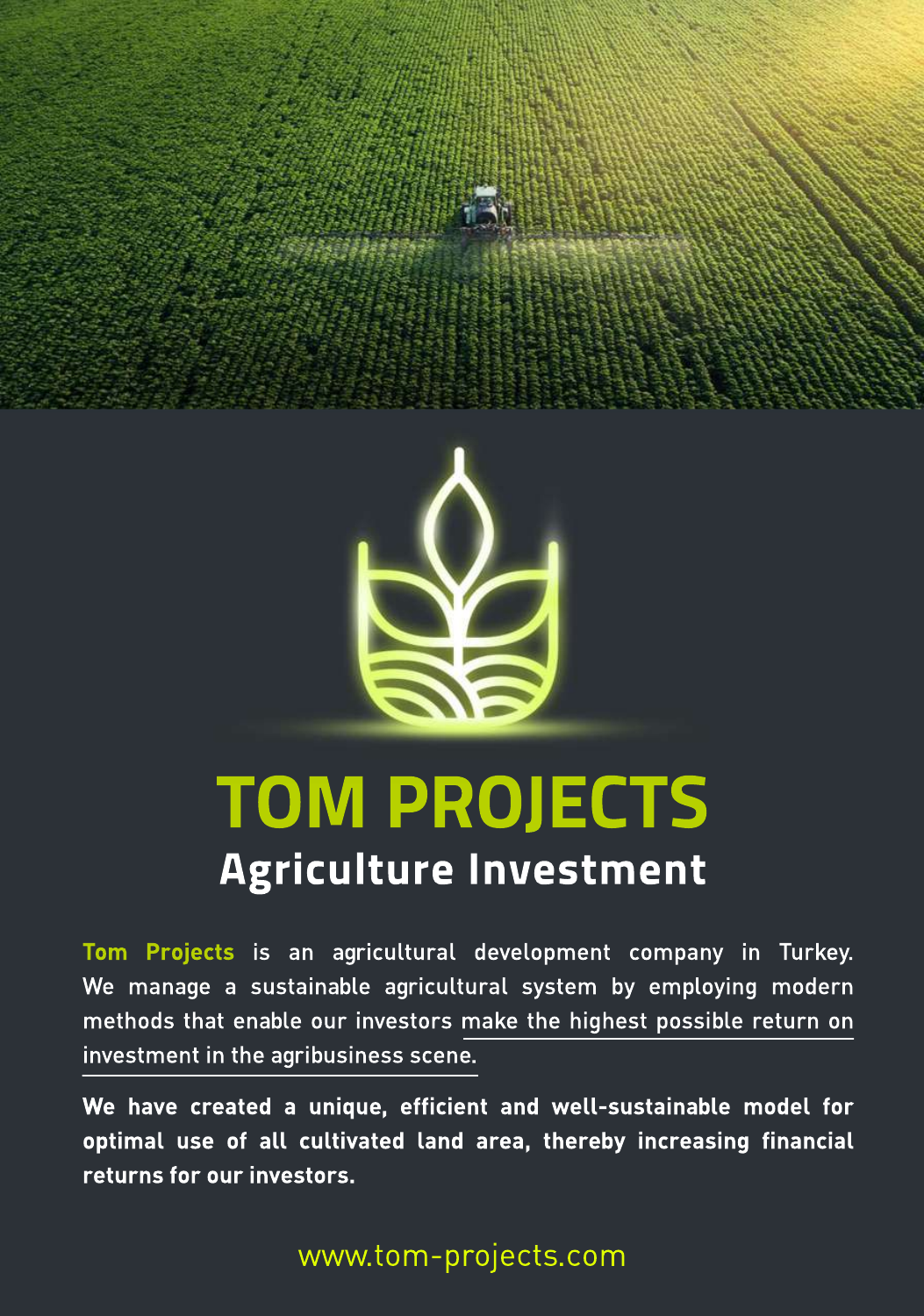# TOM PROJECTS

## Agriculture Investment

**Tom Projects** is an agricultural development company in Turkey. We manage a sustainable agricultural system by employing modern methods that enable our investors make the highest possible return on investment in the agribusiness scene.

**We have created a unique, efficient and well-sustainable model for optimal use of all cultivated land area, thereby increasing financial returns for our investors.**

www.tom-projects.com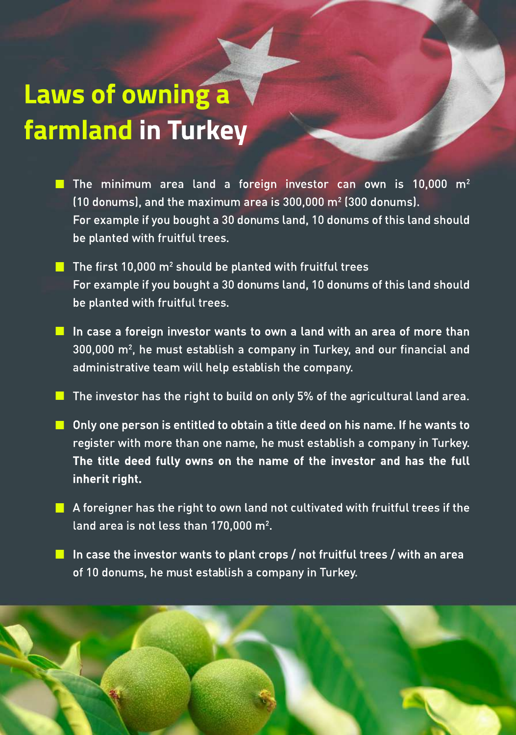# Laws of owning a farmland in Turkey

- The minimum area land a foreign investor can own is 10,000 $m^2$ (10 donums), and the maximum area is 300,000 $m^2$ (300 donums).
  For example if you bought a 30 donums land, 10 donums of this land should be planted with fruitful trees.
- The first 10,000 $m^2$ should be planted with fruitful trees
  For example if you bought a 30 donums land, 10 donums of this land should be planted with fruitful trees.
- In case a foreign investor wants to own a land with an area of more than 300,000 $m^2$, he must establish a company in Turkey, and our financial and administrative team will help establish the company.
- The investor has the right to build on only 5% of the agricultural land area.
- Only one person is entitled to obtain a title deed on his name. If he wants to register with more than one name, he must establish a company in Turkey. **The title deed fully owns on the name of the investor and has the full inherit right.**
- A foreigner has the right to own land not cultivated with fruitful trees if the land area is not less than 170,000 $m^2$.
- In case the investor wants to plant crops / not fruitful trees / with an area of 10 donums, he must establish a company in Turkey.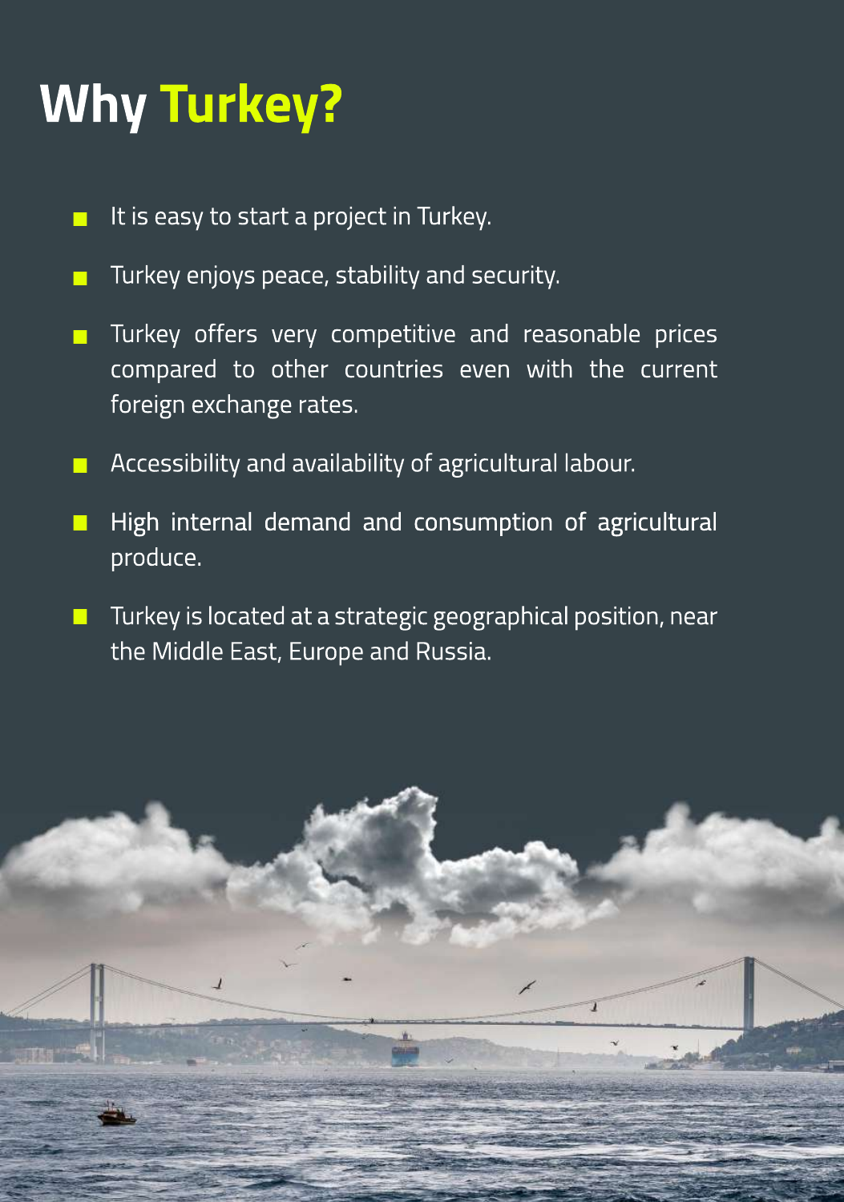# Why Turkey?

- It is easy to start a project in Turkey.
- Turkey enjoys peace, stability and security.
- Turkey offers very competitive and reasonable prices compared to other countries even with the current foreign exchange rates.
- Accessibility and availability of agricultural labour.
- High internal demand and consumption of agricultural produce.
- Turkey is located at a strategic geographical position, near the Middle East, Europe and Russia.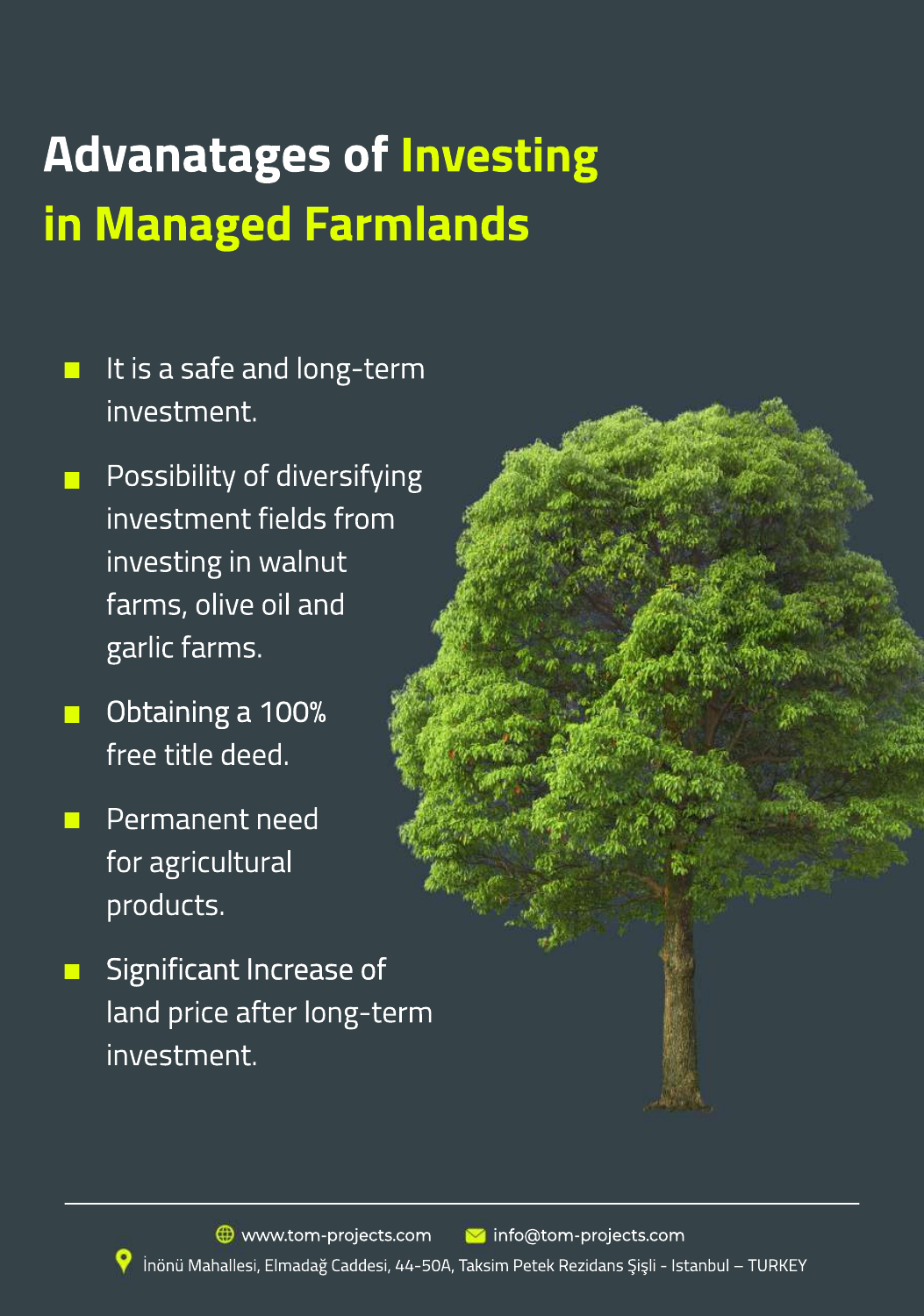# Advanatages of Investing in Managed Farmlands

- It is a safe and long-term investment.
- Possibility of diversifying investment fields from investing in walnut farms, olive oil and garlic farms.
- Obtaining a 100% free title deed.
- Permanent need for agricultural products.
- Significant Increase of land price after long-term investment.

www.tom-projects.com info@tom-projects.com

İnönü Mahallesi, Elmadağ Caddesi, 44-50A, Taksim Petek Rezidans Şişli - Istanbul – TURKEY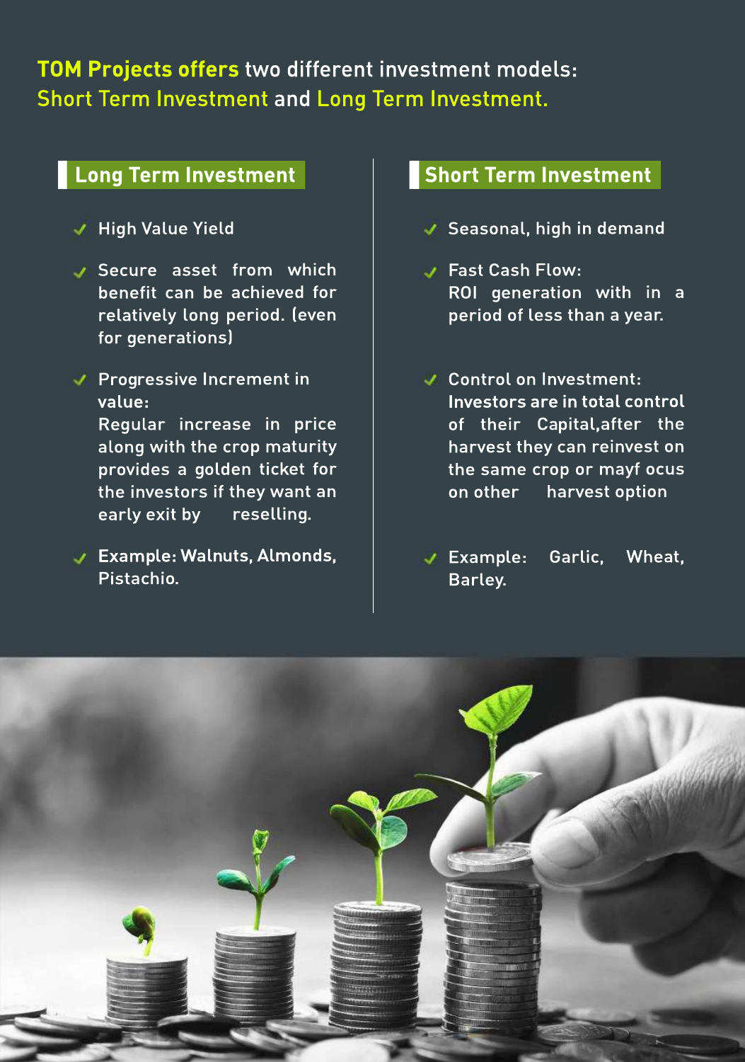**TOM Projects offers** two different investment models: Short Term Investment and Long Term Investment.

## Long Term Investment

- High Value Yield
- Secure asset from which benefit can be achieved for relatively long period. (even for generations)
- Progressive Increment in value:
  Regular increase in price along with the crop maturity provides a golden ticket for the investors if they want an early exit by reselling.
- Example: Walnuts, Almonds, Pistachio.

## Short Term Investment

- Seasonal, high in demand
- Fast Cash Flow:
  ROI generation with in a period of less than a year.
- Control on Investment:
  Investors are in total control of their Capital,after the harvest they can reinvest on the same crop or mayf ocus on other harvest option
- Example: Garlic, Wheat, Barley.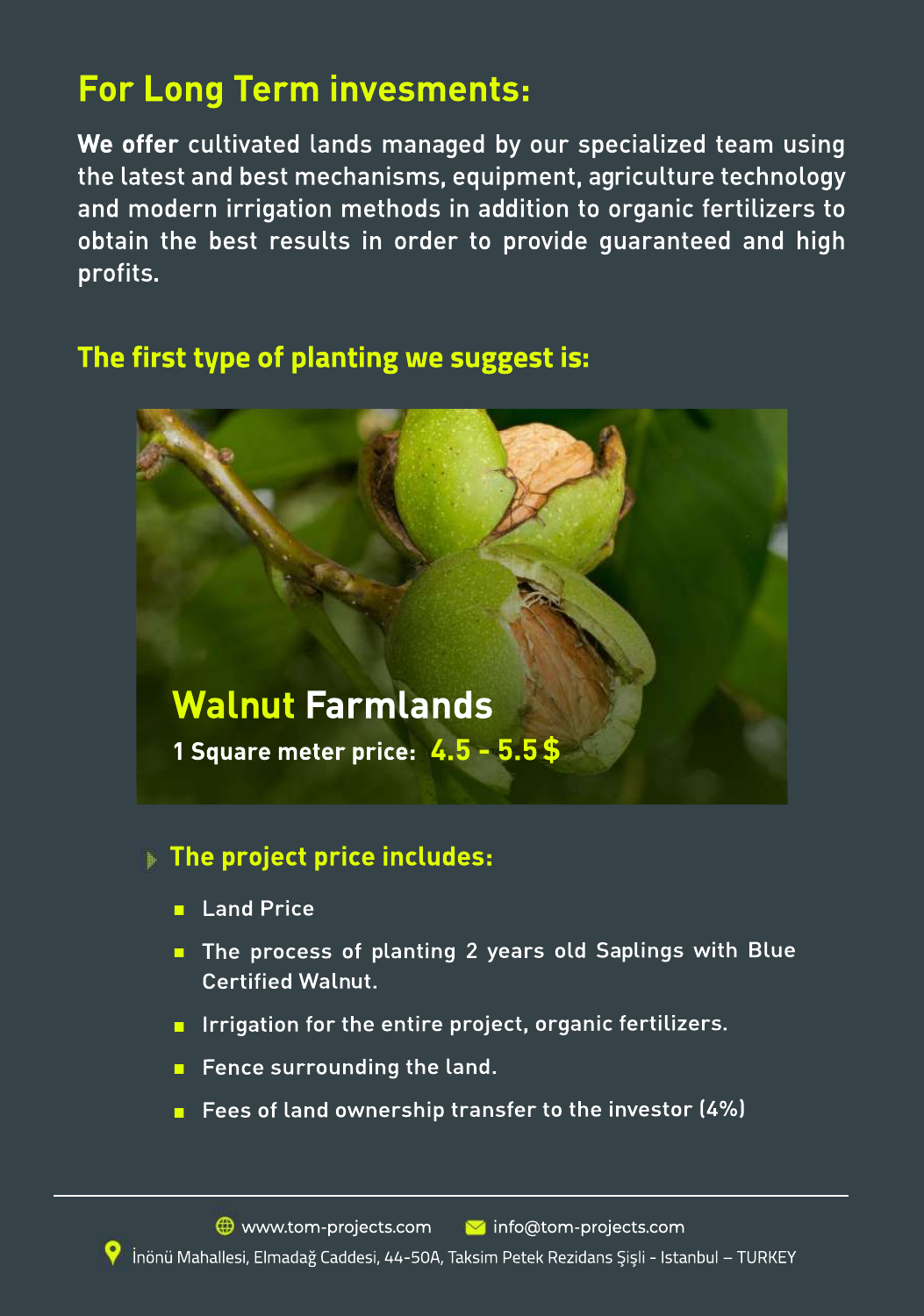## For Long Term invesments:

**We offer** cultivated lands managed by our specialized team using the latest and best mechanisms, equipment, agriculture technology and modern irrigation methods in addition to organic fertilizers to obtain the best results in order to provide guaranteed and high profits.

### The first type of planting we suggest is:

**Walnut Farmlands**

**1 Square meter price: 4.5 - 5.5 $**

### The project price includes:

- Land Price
- The process of planting 2 years old Saplings with Blue Certified Walnut.
- Irrigation for the entire project, organic fertilizers.
- Fence surrounding the land.
- Fees of land ownership transfer to the investor (4%)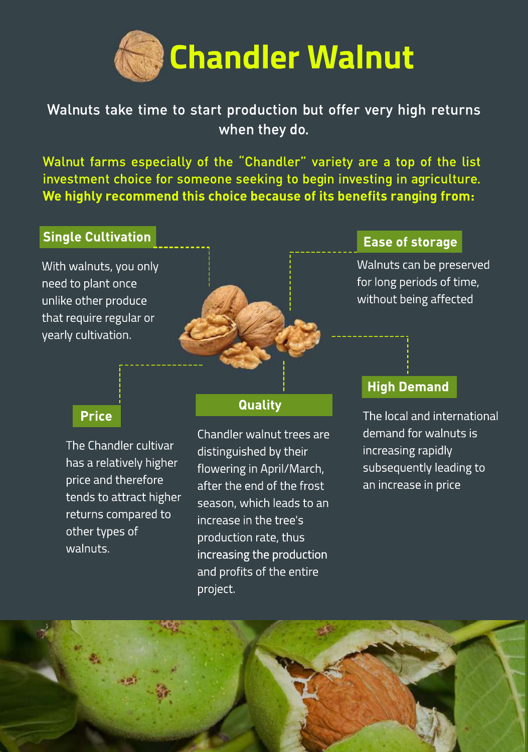# Chandler Walnut

Walnuts take time to start production but offer very high returns when they do.

Walnut farms especially of the "Chandler" variety are a top of the list investment choice for someone seeking to begin investing in agriculture. **We highly recommend this choice because of its benefits ranging from:**

### Single Cultivation

With walnuts, you only need to plant once unlike other produce that require regular or yearly cultivation.

### Ease of storage

Walnuts can be preserved for long periods of time, without being affected

### High Demand

The local and international demand for walnuts is increasing rapidly subsequently leading to an increase in price

### Price

The Chandler cultivar has a relatively higher price and therefore tends to attract higher returns compared to other types of walnuts.

### Quality

Chandler walnut trees are distinguished by their flowering in April/March, after the end of the frost season, which leads to an increase in the tree's production rate, thus increasing the production and profits of the entire project.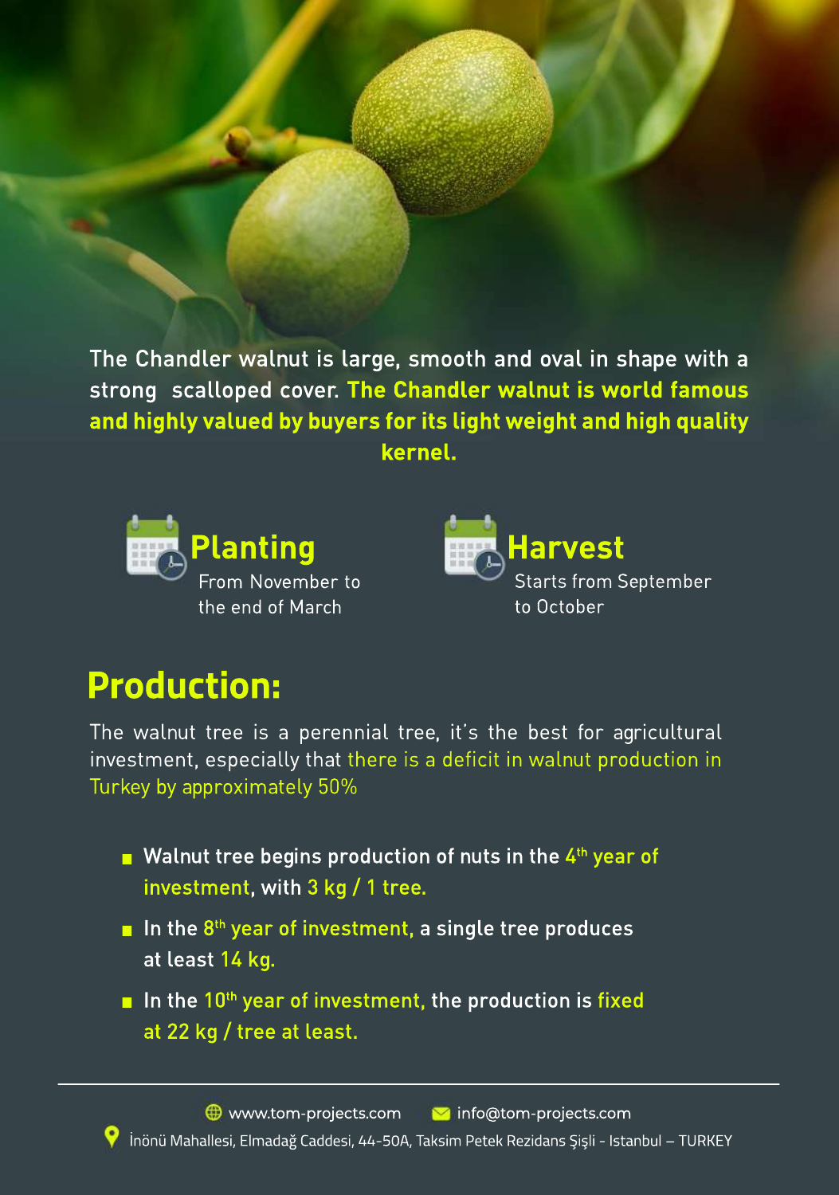The Chandler walnut is large, smooth and oval in shape with a strong scalloped cover. **The Chandler walnut is world famous and highly valued by buyers for its light weight and high quality kernel.**

## Planting

From November to the end of March

## Harvest

Starts from September to October

# Production:

The walnut tree is a perennial tree, it's the best for agricultural investment, especially that there is a deficit in walnut production in Turkey by approximately 50%

- Walnut tree begins production of nuts in the 4th year of investment, with 3 kg / 1 tree.
- In the 8th year of investment, a single tree produces at least 14 kg.
- In the 10th year of investment, the production is fixed at 22 kg / tree at least.

www.tom-projects.com info@tom-projects.com

İnönü Mahallesi, Elmadağ Caddesi, 44-50A, Taksim Petek Rezidans Şişli - Istanbul – TURKEY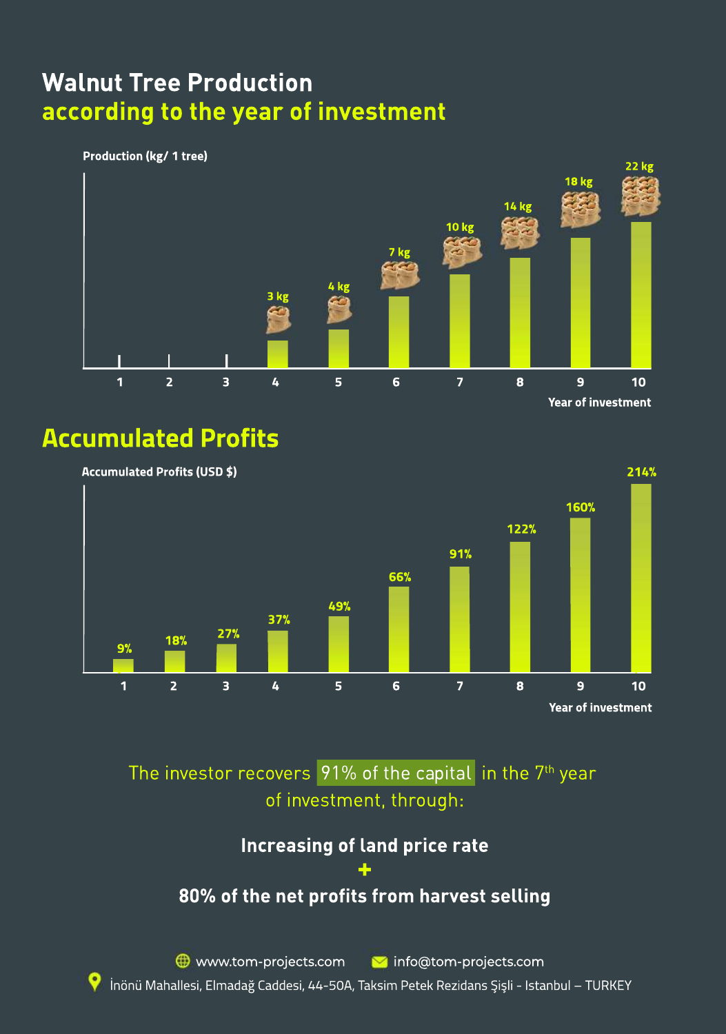# Walnut Tree Production
## according to the year of investment

Production (kg/ 1 tree)

| Year of investment | 1 | 2 | 3 | 4 | 5 | 6 | 7 | 8 | 9 | 10 |
|---|---|---|---|---|---|---|---|---|---|---|
| Production (kg/ 1 tree) | | | | 3 kg | 4 kg | 7 kg | 10 kg | 14 kg | 18 kg | 22 kg |

## Accumulated Profits

Accumulated Profits (USD $)

| Year of investment | 1 | 2 | 3 | 4 | 5 | 6 | 7 | 8 | 9 | 10 |
|---|---|---|---|---|---|---|---|---|---|---|
| Accumulated Profits | 9% | 18% | 27% | 37% | 49% | 66% | 91% | 122% | 160% | 214% |

The investor recovers 91% of the capital in the 7th year of investment, through:

**Increasing of land price rate**

**+**

**80% of the net profits from harvest selling**

www.tom-projects.com info@tom-projects.com

İnönü Mahallesi, Elmadağ Caddesi, 44-50A, Taksim Petek Rezidans Şişli - Istanbul – TURKEY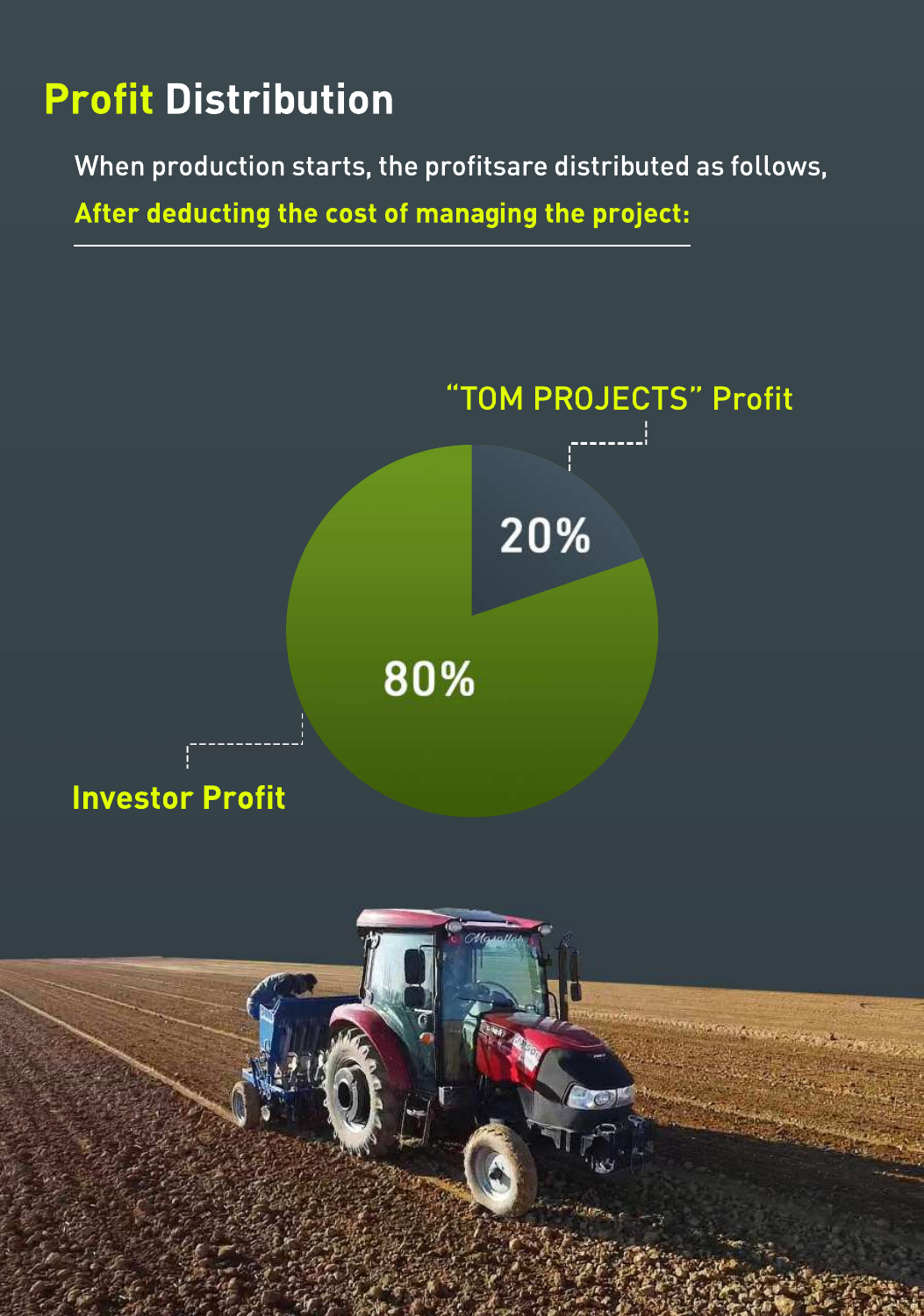# Profit Distribution

When production starts, the profitsare distributed as follows,

**After deducting the cost of managing the project:**

"TOM PROJECTS" Profit

20%

80%

Investor Profit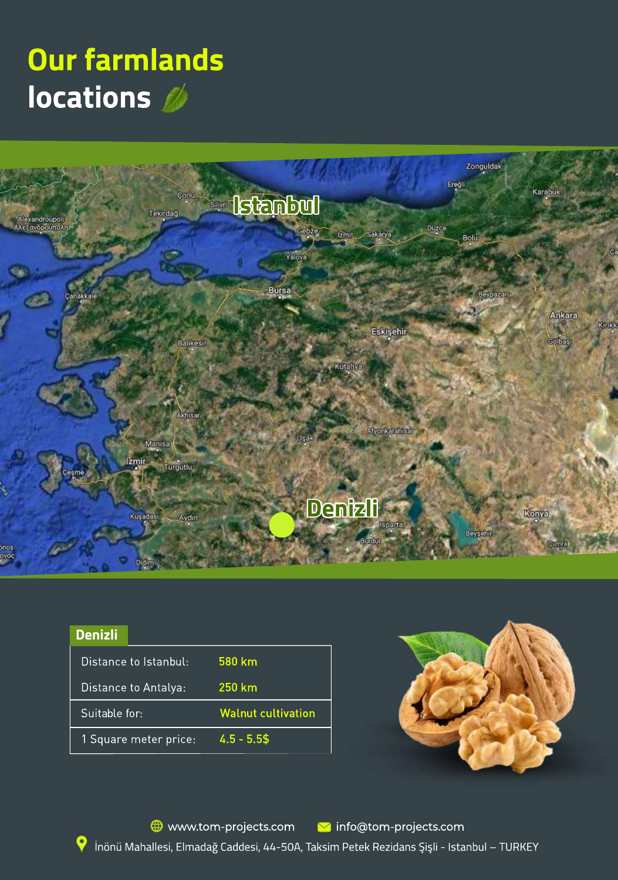# Our farmlands locations

| Denizli | |
|---|---|
| Distance to Istanbul: | 580 km |
| Distance to Antalya: | 250 km |
| Suitable for: | Walnut cultivation |
| 1 Square meter price: | 4.5 - 5.5$ |

www.tom-projects.com

info@tom-projects.com

İnönü Mahallesi, Elmadağ Caddesi, 44-50A, Taksim Petek Rezidans Şişli - Istanbul – TURKEY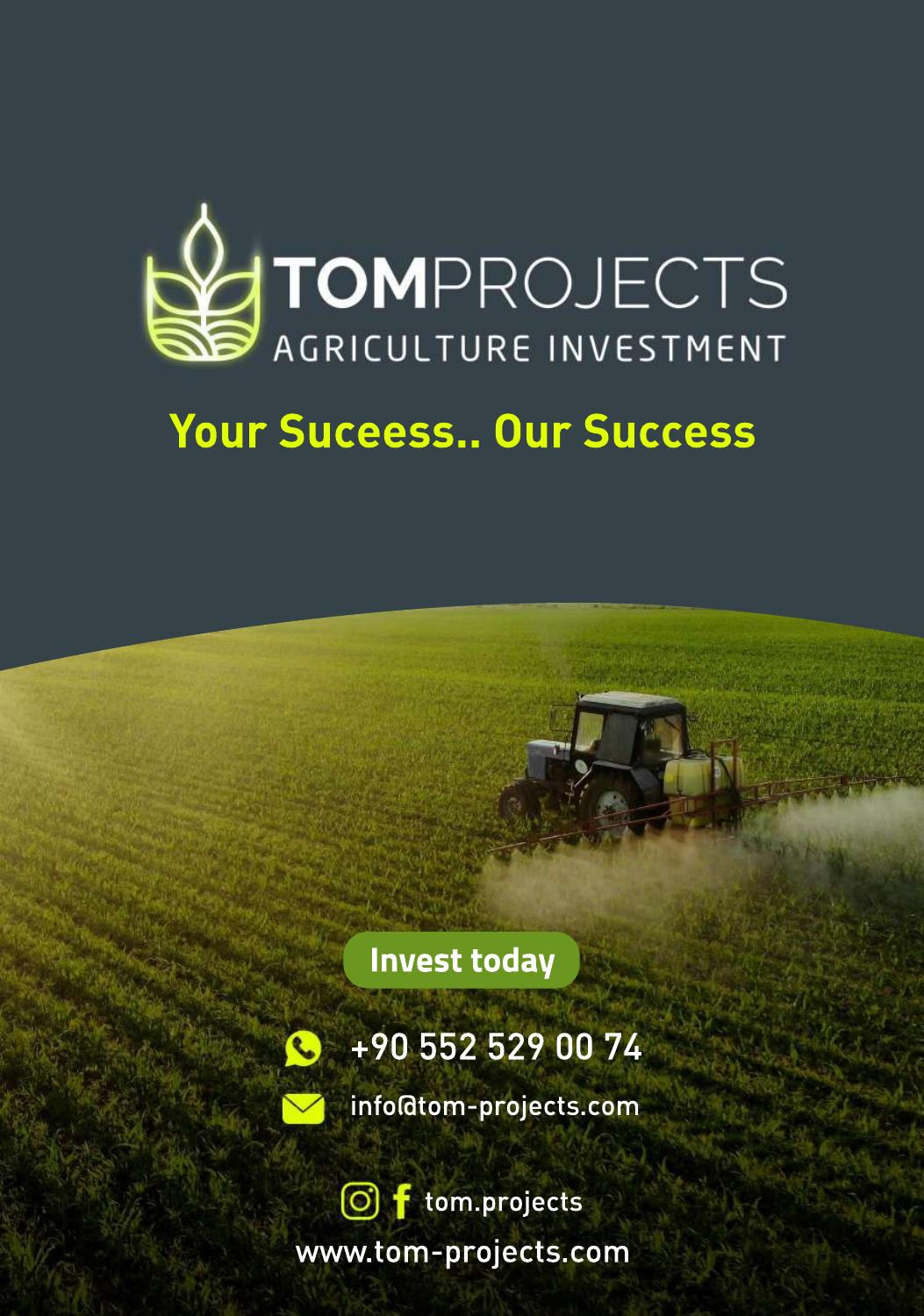# TOMPROJECTS

AGRICULTURE INVESTMENT

## Your Suceess.. Our Success

**Invest today**

+90 552 529 00 74

info@tom-projects.com

tom.projects

www.tom-projects.com